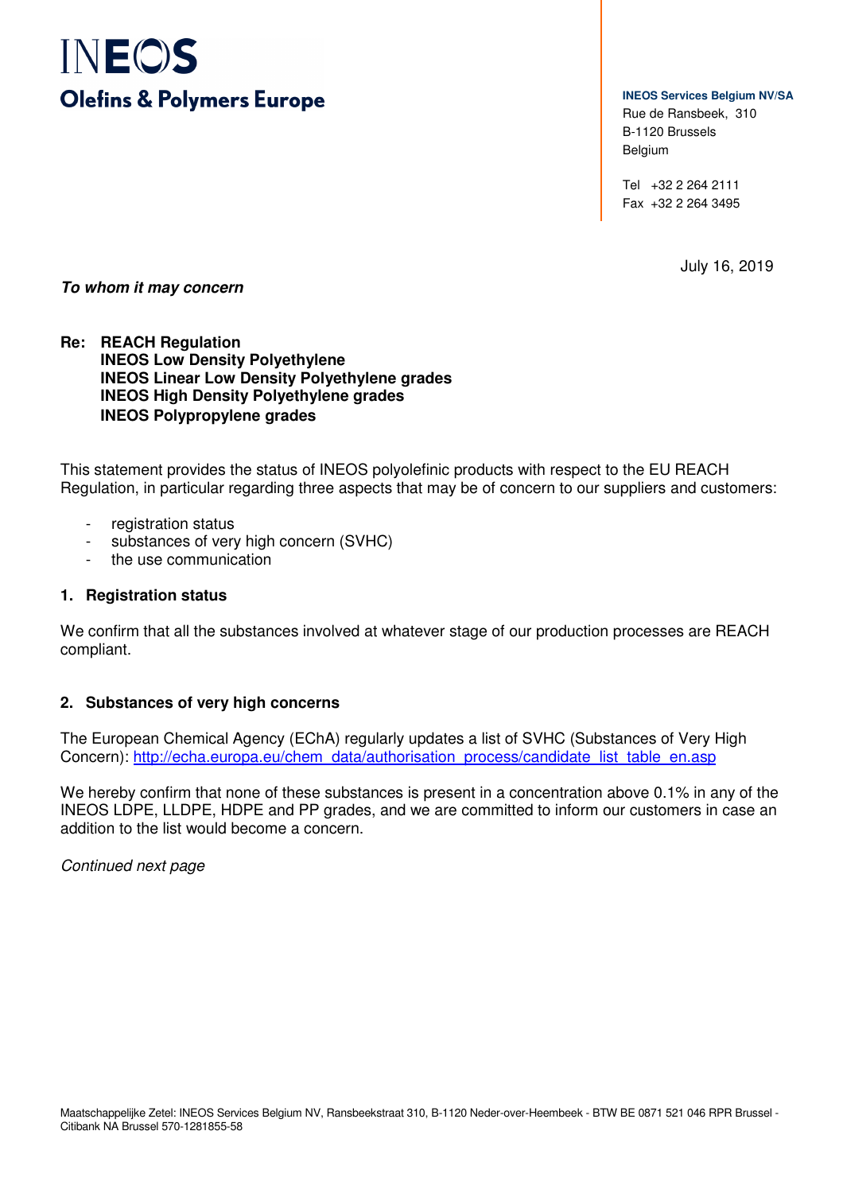**INEOS**
**Olefins & Polymers Europe**

**INEOS Services Belgium NV/SA**
Rue de Ransbeek, 310
B-1120 Brussels
Belgium

Tel +32 2 264 2111
Fax +32 2 264 3495

July 16, 2019

***To whom it may concern***

**Re: REACH Regulation**
**INEOS Low Density Polyethylene**
**INEOS Linear Low Density Polyethylene grades**
**INEOS High Density Polyethylene grades**
**INEOS Polypropylene grades**

This statement provides the status of INEOS polyolefinic products with respect to the EU REACH Regulation, in particular regarding three aspects that may be of concern to our suppliers and customers:

- registration status
- substances of very high concern (SVHC)
- the use communication

## 1. Registration status

We confirm that all the substances involved at whatever stage of our production processes are REACH compliant.

## 2. Substances of very high concerns

The European Chemical Agency (EChA) regularly updates a list of SVHC (Substances of Very High Concern): [http://echa.europa.eu/chem_data/authorisation_process/candidate_list_table_en.asp](http://echa.europa.eu/chem_data/authorisation_process/candidate_list_table_en.asp)

We hereby confirm that none of these substances is present in a concentration above 0.1% in any of the INEOS LDPE, LLDPE, HDPE and PP grades, and we are committed to inform our customers in case an addition to the list would become a concern.

*Continued next page*

Maatschappelijke Zetel: INEOS Services Belgium NV, Ransbeekstraat 310, B-1120 Neder-over-Heembeek - BTW BE 0871 521 046 RPR Brussel - Citibank NA Brussel 570-1281855-58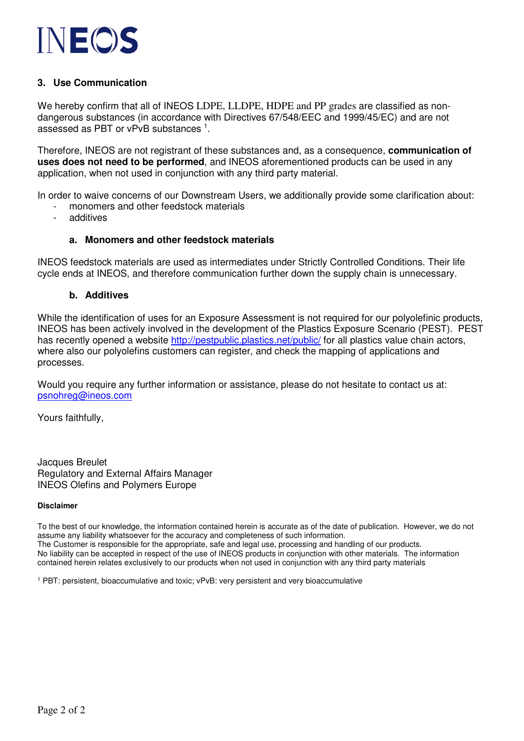INEOS

### 3. Use Communication

We hereby confirm that all of INEOS LDPE, LLDPE, HDPE and PP grades are classified as non-dangerous substances (in accordance with Directives 67/548/EEC and 1999/45/EC) and are not assessed as PBT or vPvB substances [1].

Therefore, INEOS are not registrant of these substances and, as a consequence, **communication of uses does not need to be performed**, and INEOS aforementioned products can be used in any application, when not used in conjunction with any third party material.

In order to waive concerns of our Downstream Users, we additionally provide some clarification about:

- monomers and other feedstock materials
- additives

#### a. Monomers and other feedstock materials

INEOS feedstock materials are used as intermediates under Strictly Controlled Conditions. Their life cycle ends at INEOS, and therefore communication further down the supply chain is unnecessary.

#### b. Additives

While the identification of uses for an Exposure Assessment is not required for our polyolefinic products, INEOS has been actively involved in the development of the Plastics Exposure Scenario (PEST). PEST has recently opened a website http://pestpublic.plastics.net/public/ for all plastics value chain actors, where also our polyolefins customers can register, and check the mapping of applications and processes.

Would you require any further information or assistance, please do not hesitate to contact us at: psnohreg@ineos.com

Yours faithfully,

Jacques Breulet
Regulatory and External Affairs Manager
INEOS Olefins and Polymers Europe

**Disclaimer**

To the best of our knowledge, the information contained herein is accurate as of the date of publication. However, we do not assume any liability whatsoever for the accuracy and completeness of such information.
The Customer is responsible for the appropriate, safe and legal use, processing and handling of our products.
No liability can be accepted in respect of the use of INEOS products in conjunction with other materials. The information contained herein relates exclusively to our products when not used in conjunction with any third party materials

[1] PBT: persistent, bioaccumulative and toxic; vPvB: very persistent and very bioaccumulative